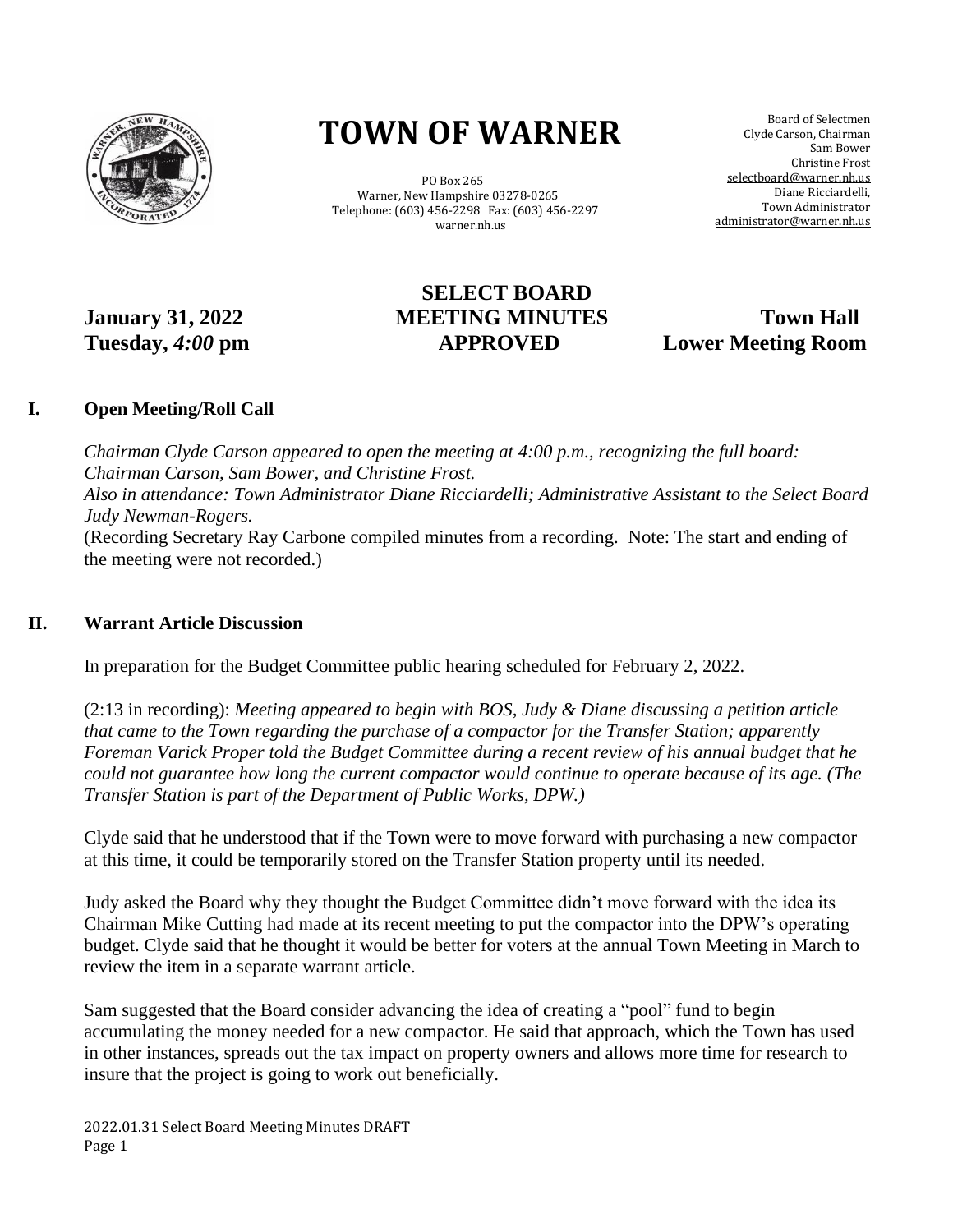# TOWN OF WARNER

PO Box 265
Warner, New Hampshire 03278-0265
Telephone: (603) 456-2298 Fax: (603) 456-2297
warner.nh.us

Board of Selectmen
Clyde Carson, Chairman
Sam Bower
Christine Frost
selectboard@warner.nh.us
Diane Ricciardelli,
Town Administrator
administrator@warner.nh.us

## SELECT BOARD MEETING MINUTES APPROVED

**January 31, 2022**
**Tuesday, *4:00* pm**

**Town Hall**
**Lower Meeting Room**

### I. Open Meeting/Roll Call

*Chairman Clyde Carson appeared to open the meeting at 4:00 p.m., recognizing the full board: Chairman Carson, Sam Bower, and Christine Frost.*
*Also in attendance: Town Administrator Diane Ricciardelli; Administrative Assistant to the Select Board Judy Newman-Rogers.*
(Recording Secretary Ray Carbone compiled minutes from a recording. Note: The start and ending of the meeting were not recorded.)

### II. Warrant Article Discussion

In preparation for the Budget Committee public hearing scheduled for February 2, 2022.

(2:13 in recording): *Meeting appeared to begin with BOS, Judy & Diane discussing a petition article that came to the Town regarding the purchase of a compactor for the Transfer Station; apparently Foreman Varick Proper told the Budget Committee during a recent review of his annual budget that he could not guarantee how long the current compactor would continue to operate because of its age. (The Transfer Station is part of the Department of Public Works, DPW.)*

Clyde said that he understood that if the Town were to move forward with purchasing a new compactor at this time, it could be temporarily stored on the Transfer Station property until its needed.

Judy asked the Board why they thought the Budget Committee didn't move forward with the idea its Chairman Mike Cutting had made at its recent meeting to put the compactor into the DPW's operating budget. Clyde said that he thought it would be better for voters at the annual Town Meeting in March to review the item in a separate warrant article.

Sam suggested that the Board consider advancing the idea of creating a "pool" fund to begin accumulating the money needed for a new compactor. He said that approach, which the Town has used in other instances, spreads out the tax impact on property owners and allows more time for research to insure that the project is going to work out beneficially.

2022.01.31 Select Board Meeting Minutes DRAFT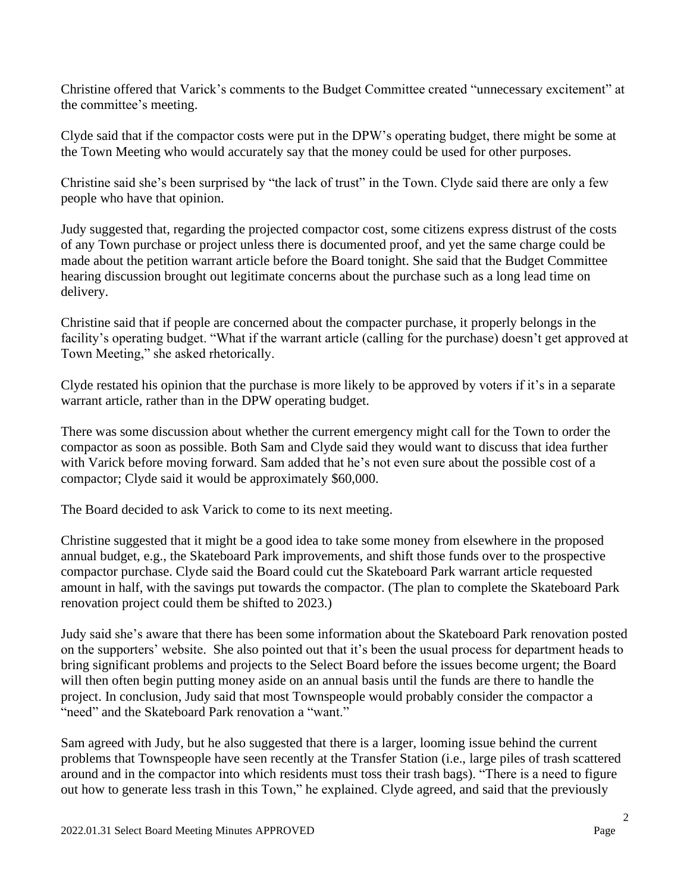Christine offered that Varick's comments to the Budget Committee created "unnecessary excitement" at the committee's meeting.

Clyde said that if the compactor costs were put in the DPW's operating budget, there might be some at the Town Meeting who would accurately say that the money could be used for other purposes.

Christine said she's been surprised by "the lack of trust" in the Town. Clyde said there are only a few people who have that opinion.

Judy suggested that, regarding the projected compactor cost, some citizens express distrust of the costs of any Town purchase or project unless there is documented proof, and yet the same charge could be made about the petition warrant article before the Board tonight. She said that the Budget Committee hearing discussion brought out legitimate concerns about the purchase such as a long lead time on delivery.

Christine said that if people are concerned about the compacter purchase, it properly belongs in the facility's operating budget. "What if the warrant article (calling for the purchase) doesn't get approved at Town Meeting," she asked rhetorically.

Clyde restated his opinion that the purchase is more likely to be approved by voters if it's in a separate warrant article, rather than in the DPW operating budget.

There was some discussion about whether the current emergency might call for the Town to order the compactor as soon as possible. Both Sam and Clyde said they would want to discuss that idea further with Varick before moving forward. Sam added that he's not even sure about the possible cost of a compactor; Clyde said it would be approximately $60,000.

The Board decided to ask Varick to come to its next meeting.

Christine suggested that it might be a good idea to take some money from elsewhere in the proposed annual budget, e.g., the Skateboard Park improvements, and shift those funds over to the prospective compactor purchase. Clyde said the Board could cut the Skateboard Park warrant article requested amount in half, with the savings put towards the compactor. (The plan to complete the Skateboard Park renovation project could them be shifted to 2023.)

Judy said she's aware that there has been some information about the Skateboard Park renovation posted on the supporters' website. She also pointed out that it's been the usual process for department heads to bring significant problems and projects to the Select Board before the issues become urgent; the Board will then often begin putting money aside on an annual basis until the funds are there to handle the project. In conclusion, Judy said that most Townspeople would probably consider the compactor a "need" and the Skateboard Park renovation a "want."

Sam agreed with Judy, but he also suggested that there is a larger, looming issue behind the current problems that Townspeople have seen recently at the Transfer Station (i.e., large piles of trash scattered around and in the compactor into which residents must toss their trash bags). "There is a need to figure out how to generate less trash in this Town," he explained. Clyde agreed, and said that the previously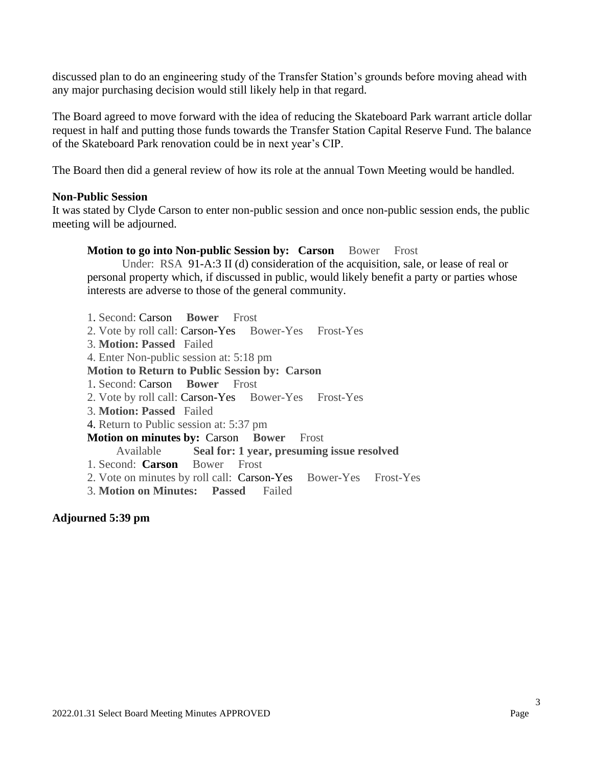discussed plan to do an engineering study of the Transfer Station's grounds before moving ahead with any major purchasing decision would still likely help in that regard.

The Board agreed to move forward with the idea of reducing the Skateboard Park warrant article dollar request in half and putting those funds towards the Transfer Station Capital Reserve Fund. The balance of the Skateboard Park renovation could be in next year's CIP.

The Board then did a general review of how its role at the annual Town Meeting would be handled.

**Non-Public Session**

It was stated by Clyde Carson to enter non-public session and once non-public session ends, the public meeting will be adjourned.

**Motion to go into Non-public Session by: Carson** Bower Frost

Under: RSA 91-A:3 II (d) consideration of the acquisition, sale, or lease of real or personal property which, if discussed in public, would likely benefit a party or parties whose interests are adverse to those of the general community.

1. Second: Carson **Bower** Frost
2. Vote by roll call: Carson-Yes Bower-Yes Frost-Yes
3. **Motion: Passed** Failed
4. Enter Non-public session at: 5:18 pm

**Motion to Return to Public Session by: Carson**

1. Second: Carson **Bower** Frost
2. Vote by roll call: Carson-Yes Bower-Yes Frost-Yes
3. **Motion: Passed** Failed
4. Return to Public session at: 5:37 pm

**Motion on minutes by:** Carson **Bower** Frost

Available **Seal for: 1 year, presuming issue resolved**

1. Second: **Carson** Bower Frost
2. Vote on minutes by roll call: Carson-Yes Bower-Yes Frost-Yes
3. **Motion on Minutes: Passed** Failed

**Adjourned 5:39 pm**